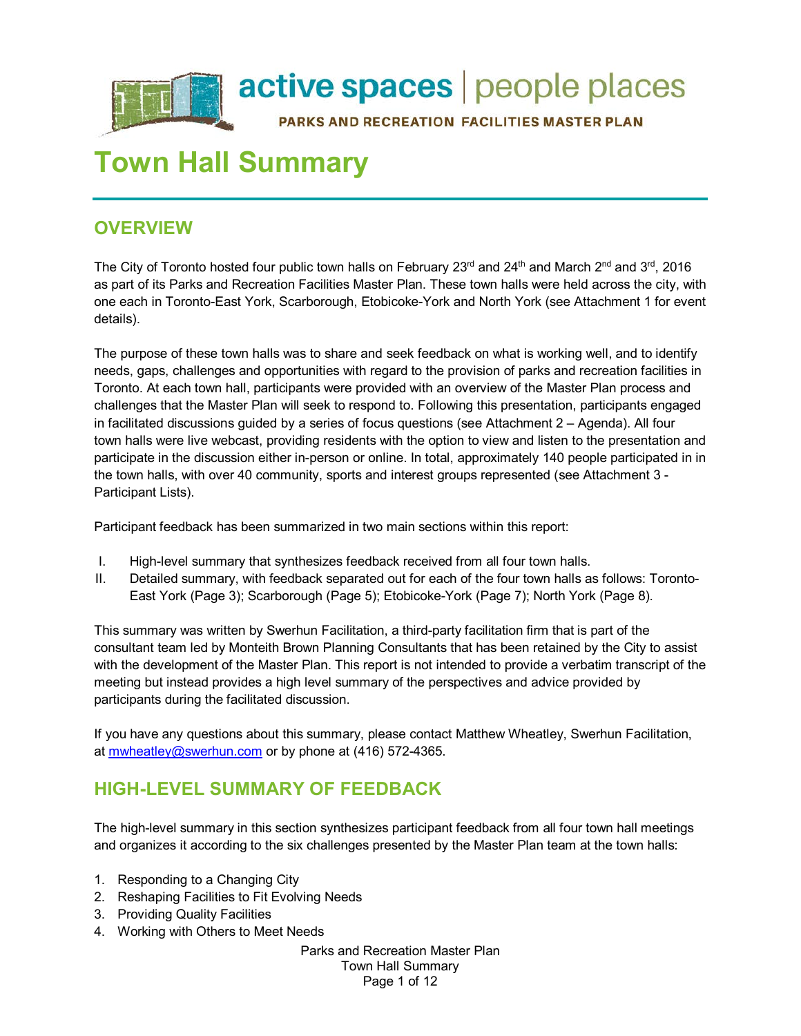active spaces | people places

PARKS AND RECREATION FACILITIES MASTER PLAN

# Town Hall Summary

## OVERVIEW

The City of Toronto hosted four public town halls on February 23rd and 24th and March 2nd and 3rd, 2016 as part of its Parks and Recreation Facilities Master Plan. These town halls were held across the city, with one each in Toronto-East York, Scarborough, Etobicoke-York and North York (see Attachment 1 for event details).

The purpose of these town halls was to share and seek feedback on what is working well, and to identify needs, gaps, challenges and opportunities with regard to the provision of parks and recreation facilities in Toronto. At each town hall, participants were provided with an overview of the Master Plan process and challenges that the Master Plan will seek to respond to. Following this presentation, participants engaged in facilitated discussions guided by a series of focus questions (see Attachment 2 – Agenda). All four town halls were live webcast, providing residents with the option to view and listen to the presentation and participate in the discussion either in-person or online. In total, approximately 140 people participated in in the town halls, with over 40 community, sports and interest groups represented (see Attachment 3 - Participant Lists).

Participant feedback has been summarized in two main sections within this report:

I. High-level summary that synthesizes feedback received from all four town halls.
II. Detailed summary, with feedback separated out for each of the four town halls as follows: Toronto-East York (Page 3); Scarborough (Page 5); Etobicoke-York (Page 7); North York (Page 8).

This summary was written by Swerhun Facilitation, a third-party facilitation firm that is part of the consultant team led by Monteith Brown Planning Consultants that has been retained by the City to assist with the development of the Master Plan. This report is not intended to provide a verbatim transcript of the meeting but instead provides a high level summary of the perspectives and advice provided by participants during the facilitated discussion.

If you have any questions about this summary, please contact Matthew Wheatley, Swerhun Facilitation, at mwheatley@swerhun.com or by phone at (416) 572-4365.

## HIGH-LEVEL SUMMARY OF FEEDBACK

The high-level summary in this section synthesizes participant feedback from all four town hall meetings and organizes it according to the six challenges presented by the Master Plan team at the town halls:

1. Responding to a Changing City
2. Reshaping Facilities to Fit Evolving Needs
3. Providing Quality Facilities
4. Working with Others to Meet Needs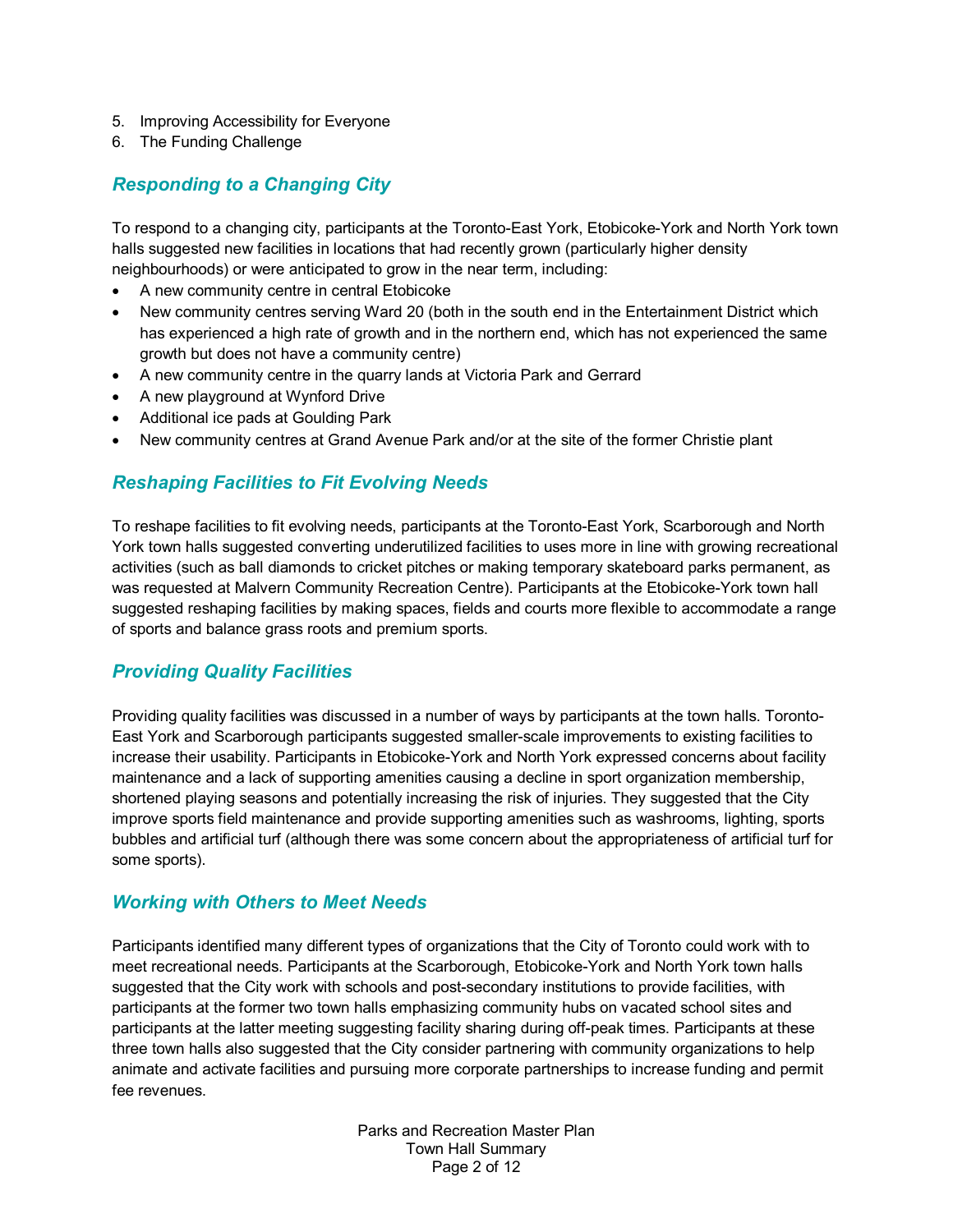5. Improving Accessibility for Everyone
6. The Funding Challenge

## *Responding to a Changing City*

To respond to a changing city, participants at the Toronto-East York, Etobicoke-York and North York town halls suggested new facilities in locations that had recently grown (particularly higher density neighbourhoods) or were anticipated to grow in the near term, including:

- A new community centre in central Etobicoke
- New community centres serving Ward 20 (both in the south end in the Entertainment District which has experienced a high rate of growth and in the northern end, which has not experienced the same growth but does not have a community centre)
- A new community centre in the quarry lands at Victoria Park and Gerrard
- A new playground at Wynford Drive
- Additional ice pads at Goulding Park
- New community centres at Grand Avenue Park and/or at the site of the former Christie plant

## *Reshaping Facilities to Fit Evolving Needs*

To reshape facilities to fit evolving needs, participants at the Toronto-East York, Scarborough and North York town halls suggested converting underutilized facilities to uses more in line with growing recreational activities (such as ball diamonds to cricket pitches or making temporary skateboard parks permanent, as was requested at Malvern Community Recreation Centre). Participants at the Etobicoke-York town hall suggested reshaping facilities by making spaces, fields and courts more flexible to accommodate a range of sports and balance grass roots and premium sports.

## *Providing Quality Facilities*

Providing quality facilities was discussed in a number of ways by participants at the town halls. Toronto-East York and Scarborough participants suggested smaller-scale improvements to existing facilities to increase their usability. Participants in Etobicoke-York and North York expressed concerns about facility maintenance and a lack of supporting amenities causing a decline in sport organization membership, shortened playing seasons and potentially increasing the risk of injuries. They suggested that the City improve sports field maintenance and provide supporting amenities such as washrooms, lighting, sports bubbles and artificial turf (although there was some concern about the appropriateness of artificial turf for some sports).

## *Working with Others to Meet Needs*

Participants identified many different types of organizations that the City of Toronto could work with to meet recreational needs. Participants at the Scarborough, Etobicoke-York and North York town halls suggested that the City work with schools and post-secondary institutions to provide facilities, with participants at the former two town halls emphasizing community hubs on vacated school sites and participants at the latter meeting suggesting facility sharing during off-peak times. Participants at these three town halls also suggested that the City consider partnering with community organizations to help animate and activate facilities and pursuing more corporate partnerships to increase funding and permit fee revenues.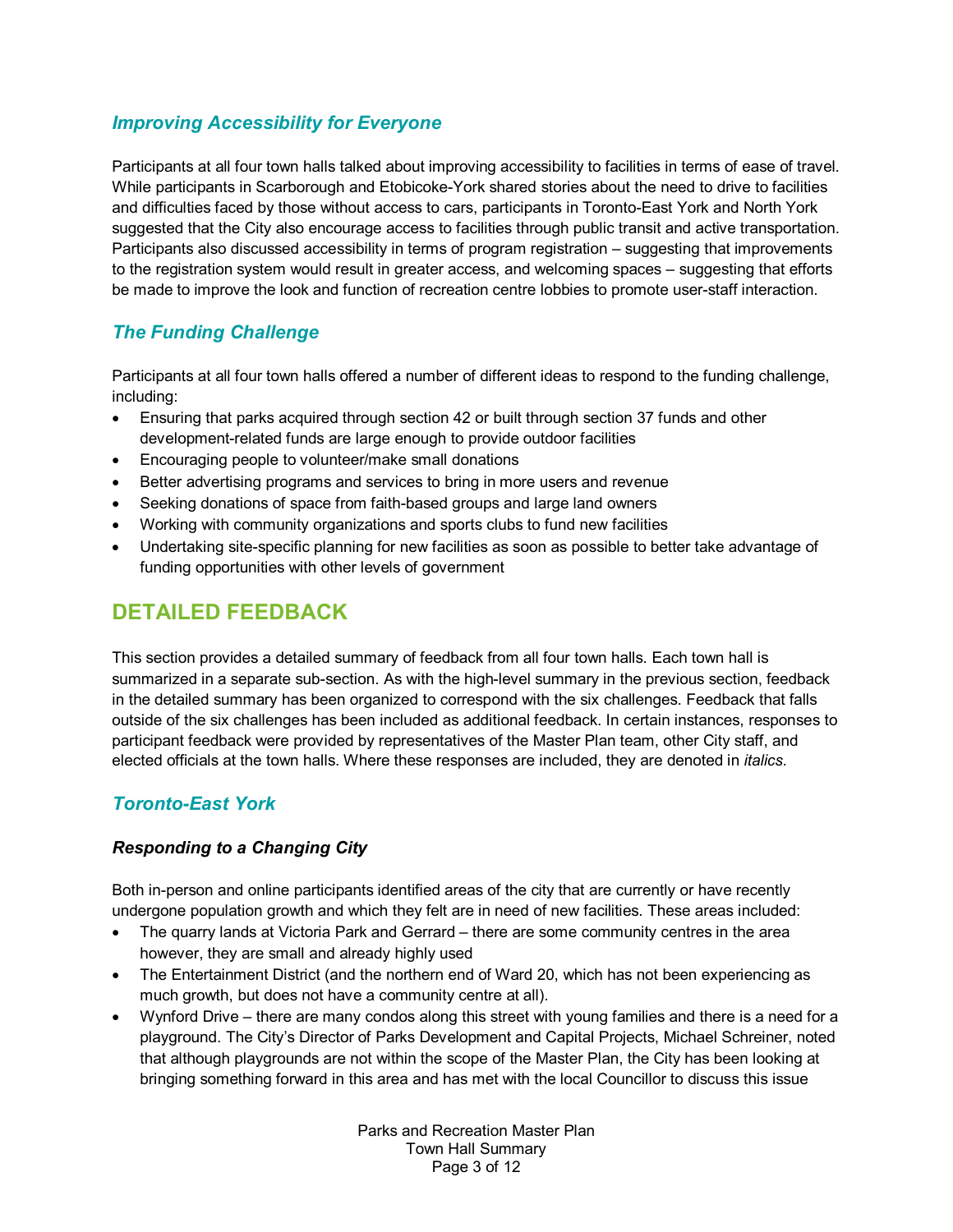### *Improving Accessibility for Everyone*

Participants at all four town halls talked about improving accessibility to facilities in terms of ease of travel. While participants in Scarborough and Etobicoke-York shared stories about the need to drive to facilities and difficulties faced by those without access to cars, participants in Toronto-East York and North York suggested that the City also encourage access to facilities through public transit and active transportation. Participants also discussed accessibility in terms of program registration – suggesting that improvements to the registration system would result in greater access, and welcoming spaces – suggesting that efforts be made to improve the look and function of recreation centre lobbies to promote user-staff interaction.

### *The Funding Challenge*

Participants at all four town halls offered a number of different ideas to respond to the funding challenge, including:

- Ensuring that parks acquired through section 42 or built through section 37 funds and other development-related funds are large enough to provide outdoor facilities
- Encouraging people to volunteer/make small donations
- Better advertising programs and services to bring in more users and revenue
- Seeking donations of space from faith-based groups and large land owners
- Working with community organizations and sports clubs to fund new facilities
- Undertaking site-specific planning for new facilities as soon as possible to better take advantage of funding opportunities with other levels of government

## DETAILED FEEDBACK

This section provides a detailed summary of feedback from all four town halls. Each town hall is summarized in a separate sub-section. As with the high-level summary in the previous section, feedback in the detailed summary has been organized to correspond with the six challenges. Feedback that falls outside of the six challenges has been included as additional feedback. In certain instances, responses to participant feedback were provided by representatives of the Master Plan team, other City staff, and elected officials at the town halls. Where these responses are included, they are denoted in *italics*.

### *Toronto-East York*

#### *Responding to a Changing City*

Both in-person and online participants identified areas of the city that are currently or have recently undergone population growth and which they felt are in need of new facilities. These areas included:

- The quarry lands at Victoria Park and Gerrard – there are some community centres in the area however, they are small and already highly used
- The Entertainment District (and the northern end of Ward 20, which has not been experiencing as much growth, but does not have a community centre at all).
- Wynford Drive – there are many condos along this street with young families and there is a need for a playground. The City's Director of Parks Development and Capital Projects, Michael Schreiner, noted that although playgrounds are not within the scope of the Master Plan, the City has been looking at bringing something forward in this area and has met with the local Councillor to discuss this issue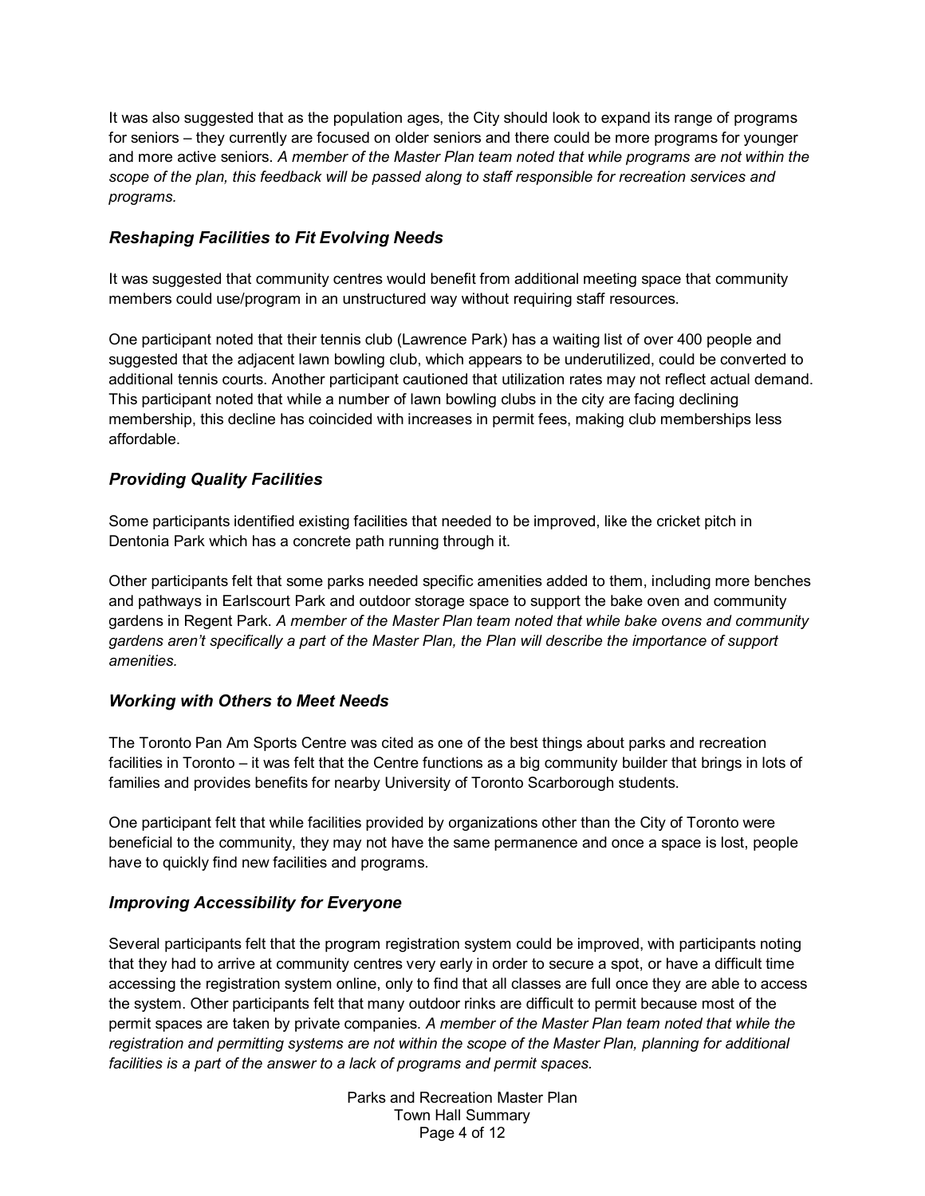It was also suggested that as the population ages, the City should look to expand its range of programs for seniors – they currently are focused on older seniors and there could be more programs for younger and more active seniors. *A member of the Master Plan team noted that while programs are not within the scope of the plan, this feedback will be passed along to staff responsible for recreation services and programs.*

### *Reshaping Facilities to Fit Evolving Needs*

It was suggested that community centres would benefit from additional meeting space that community members could use/program in an unstructured way without requiring staff resources.

One participant noted that their tennis club (Lawrence Park) has a waiting list of over 400 people and suggested that the adjacent lawn bowling club, which appears to be underutilized, could be converted to additional tennis courts. Another participant cautioned that utilization rates may not reflect actual demand. This participant noted that while a number of lawn bowling clubs in the city are facing declining membership, this decline has coincided with increases in permit fees, making club memberships less affordable.

### *Providing Quality Facilities*

Some participants identified existing facilities that needed to be improved, like the cricket pitch in Dentonia Park which has a concrete path running through it.

Other participants felt that some parks needed specific amenities added to them, including more benches and pathways in Earlscourt Park and outdoor storage space to support the bake oven and community gardens in Regent Park. *A member of the Master Plan team noted that while bake ovens and community gardens aren't specifically a part of the Master Plan, the Plan will describe the importance of support amenities.*

### *Working with Others to Meet Needs*

The Toronto Pan Am Sports Centre was cited as one of the best things about parks and recreation facilities in Toronto – it was felt that the Centre functions as a big community builder that brings in lots of families and provides benefits for nearby University of Toronto Scarborough students.

One participant felt that while facilities provided by organizations other than the City of Toronto were beneficial to the community, they may not have the same permanence and once a space is lost, people have to quickly find new facilities and programs.

### *Improving Accessibility for Everyone*

Several participants felt that the program registration system could be improved, with participants noting that they had to arrive at community centres very early in order to secure a spot, or have a difficult time accessing the registration system online, only to find that all classes are full once they are able to access the system. Other participants felt that many outdoor rinks are difficult to permit because most of the permit spaces are taken by private companies. *A member of the Master Plan team noted that while the registration and permitting systems are not within the scope of the Master Plan, planning for additional facilities is a part of the answer to a lack of programs and permit spaces.*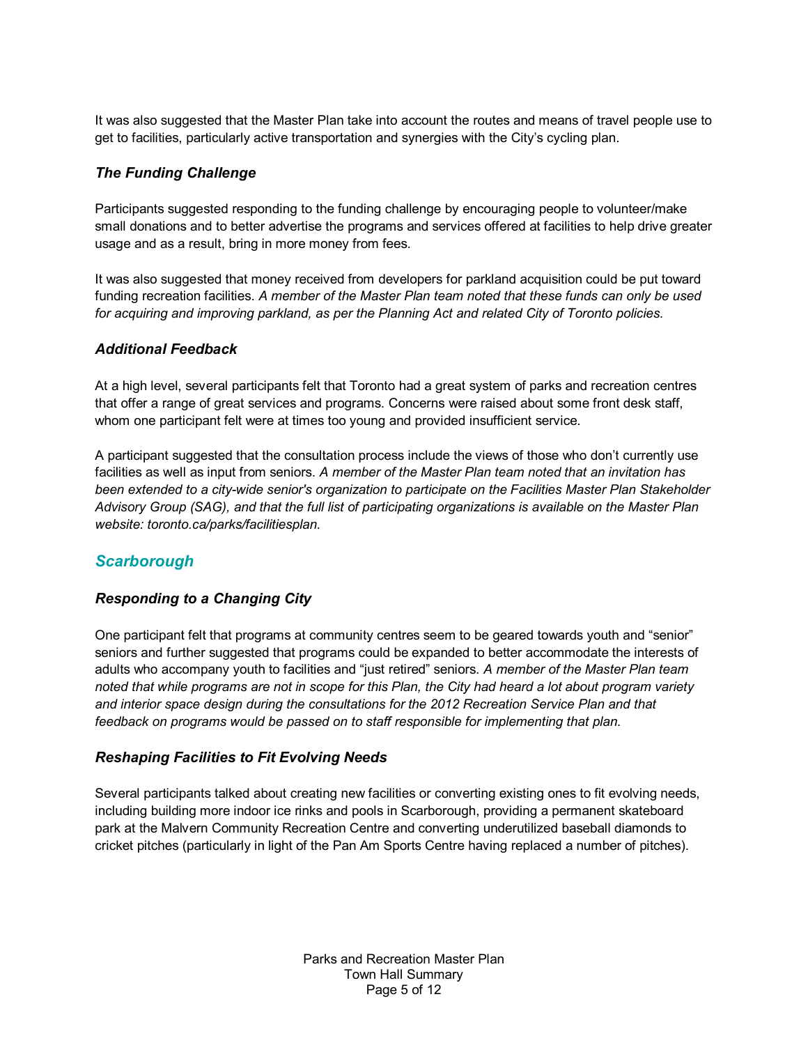It was also suggested that the Master Plan take into account the routes and means of travel people use to get to facilities, particularly active transportation and synergies with the City's cycling plan.

### *The Funding Challenge*

Participants suggested responding to the funding challenge by encouraging people to volunteer/make small donations and to better advertise the programs and services offered at facilities to help drive greater usage and as a result, bring in more money from fees.

It was also suggested that money received from developers for parkland acquisition could be put toward funding recreation facilities. *A member of the Master Plan team noted that these funds can only be used for acquiring and improving parkland, as per the Planning Act and related City of Toronto policies.*

### *Additional Feedback*

At a high level, several participants felt that Toronto had a great system of parks and recreation centres that offer a range of great services and programs. Concerns were raised about some front desk staff, whom one participant felt were at times too young and provided insufficient service.

A participant suggested that the consultation process include the views of those who don't currently use facilities as well as input from seniors. *A member of the Master Plan team noted that an invitation has been extended to a city-wide senior's organization to participate on the Facilities Master Plan Stakeholder Advisory Group (SAG), and that the full list of participating organizations is available on the Master Plan website: toronto.ca/parks/facilitiesplan.*

## *Scarborough*

### *Responding to a Changing City*

One participant felt that programs at community centres seem to be geared towards youth and "senior" seniors and further suggested that programs could be expanded to better accommodate the interests of adults who accompany youth to facilities and "just retired" seniors. *A member of the Master Plan team noted that while programs are not in scope for this Plan, the City had heard a lot about program variety and interior space design during the consultations for the 2012 Recreation Service Plan and that feedback on programs would be passed on to staff responsible for implementing that plan.*

### *Reshaping Facilities to Fit Evolving Needs*

Several participants talked about creating new facilities or converting existing ones to fit evolving needs, including building more indoor ice rinks and pools in Scarborough, providing a permanent skateboard park at the Malvern Community Recreation Centre and converting underutilized baseball diamonds to cricket pitches (particularly in light of the Pan Am Sports Centre having replaced a number of pitches).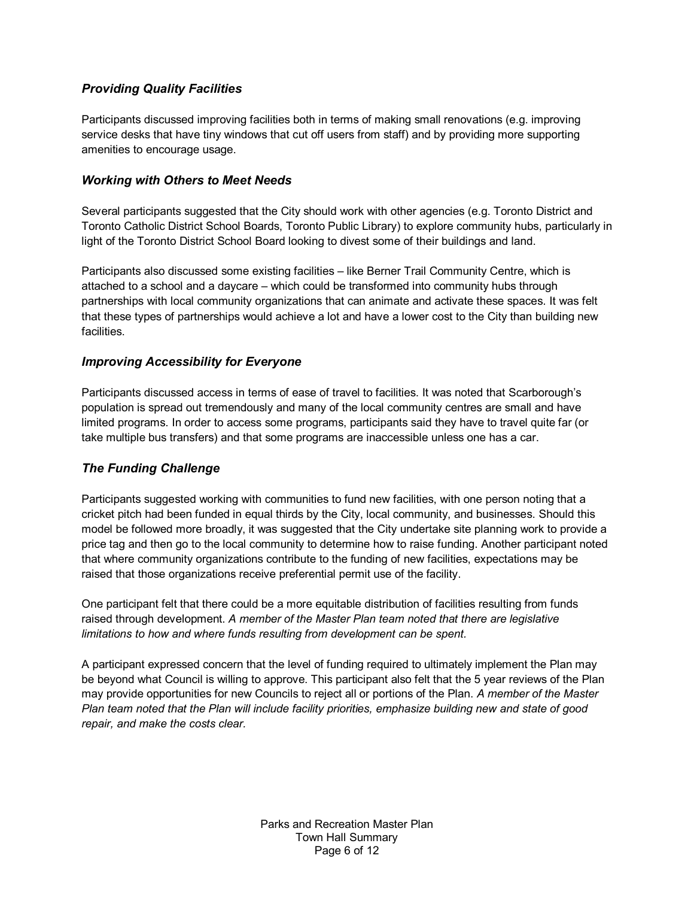### *Providing Quality Facilities*

Participants discussed improving facilities both in terms of making small renovations (e.g. improving service desks that have tiny windows that cut off users from staff) and by providing more supporting amenities to encourage usage.

### *Working with Others to Meet Needs*

Several participants suggested that the City should work with other agencies (e.g. Toronto District and Toronto Catholic District School Boards, Toronto Public Library) to explore community hubs, particularly in light of the Toronto District School Board looking to divest some of their buildings and land.

Participants also discussed some existing facilities – like Berner Trail Community Centre, which is attached to a school and a daycare – which could be transformed into community hubs through partnerships with local community organizations that can animate and activate these spaces. It was felt that these types of partnerships would achieve a lot and have a lower cost to the City than building new facilities.

### *Improving Accessibility for Everyone*

Participants discussed access in terms of ease of travel to facilities. It was noted that Scarborough's population is spread out tremendously and many of the local community centres are small and have limited programs. In order to access some programs, participants said they have to travel quite far (or take multiple bus transfers) and that some programs are inaccessible unless one has a car.

### *The Funding Challenge*

Participants suggested working with communities to fund new facilities, with one person noting that a cricket pitch had been funded in equal thirds by the City, local community, and businesses. Should this model be followed more broadly, it was suggested that the City undertake site planning work to provide a price tag and then go to the local community to determine how to raise funding. Another participant noted that where community organizations contribute to the funding of new facilities, expectations may be raised that those organizations receive preferential permit use of the facility.

One participant felt that there could be a more equitable distribution of facilities resulting from funds raised through development. *A member of the Master Plan team noted that there are legislative limitations to how and where funds resulting from development can be spent.*

A participant expressed concern that the level of funding required to ultimately implement the Plan may be beyond what Council is willing to approve. This participant also felt that the 5 year reviews of the Plan may provide opportunities for new Councils to reject all or portions of the Plan. *A member of the Master Plan team noted that the Plan will include facility priorities, emphasize building new and state of good repair, and make the costs clear.*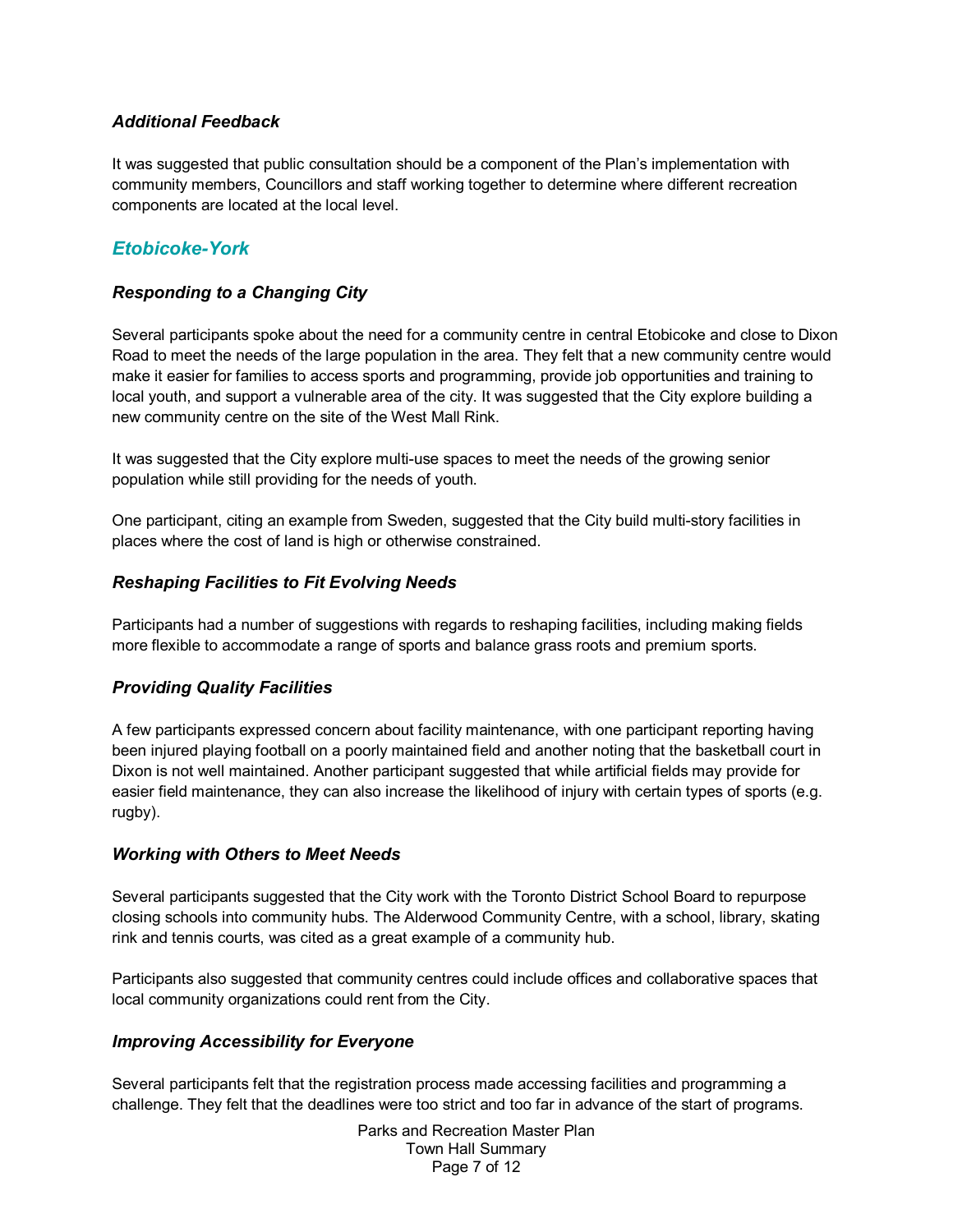### *Additional Feedback*

It was suggested that public consultation should be a component of the Plan's implementation with community members, Councillors and staff working together to determine where different recreation components are located at the local level.

## *Etobicoke-York*

### *Responding to a Changing City*

Several participants spoke about the need for a community centre in central Etobicoke and close to Dixon Road to meet the needs of the large population in the area. They felt that a new community centre would make it easier for families to access sports and programming, provide job opportunities and training to local youth, and support a vulnerable area of the city. It was suggested that the City explore building a new community centre on the site of the West Mall Rink.

It was suggested that the City explore multi-use spaces to meet the needs of the growing senior population while still providing for the needs of youth.

One participant, citing an example from Sweden, suggested that the City build multi-story facilities in places where the cost of land is high or otherwise constrained.

### *Reshaping Facilities to Fit Evolving Needs*

Participants had a number of suggestions with regards to reshaping facilities, including making fields more flexible to accommodate a range of sports and balance grass roots and premium sports.

### *Providing Quality Facilities*

A few participants expressed concern about facility maintenance, with one participant reporting having been injured playing football on a poorly maintained field and another noting that the basketball court in Dixon is not well maintained. Another participant suggested that while artificial fields may provide for easier field maintenance, they can also increase the likelihood of injury with certain types of sports (e.g. rugby).

### *Working with Others to Meet Needs*

Several participants suggested that the City work with the Toronto District School Board to repurpose closing schools into community hubs. The Alderwood Community Centre, with a school, library, skating rink and tennis courts, was cited as a great example of a community hub.

Participants also suggested that community centres could include offices and collaborative spaces that local community organizations could rent from the City.

### *Improving Accessibility for Everyone*

Several participants felt that the registration process made accessing facilities and programming a challenge. They felt that the deadlines were too strict and too far in advance of the start of programs.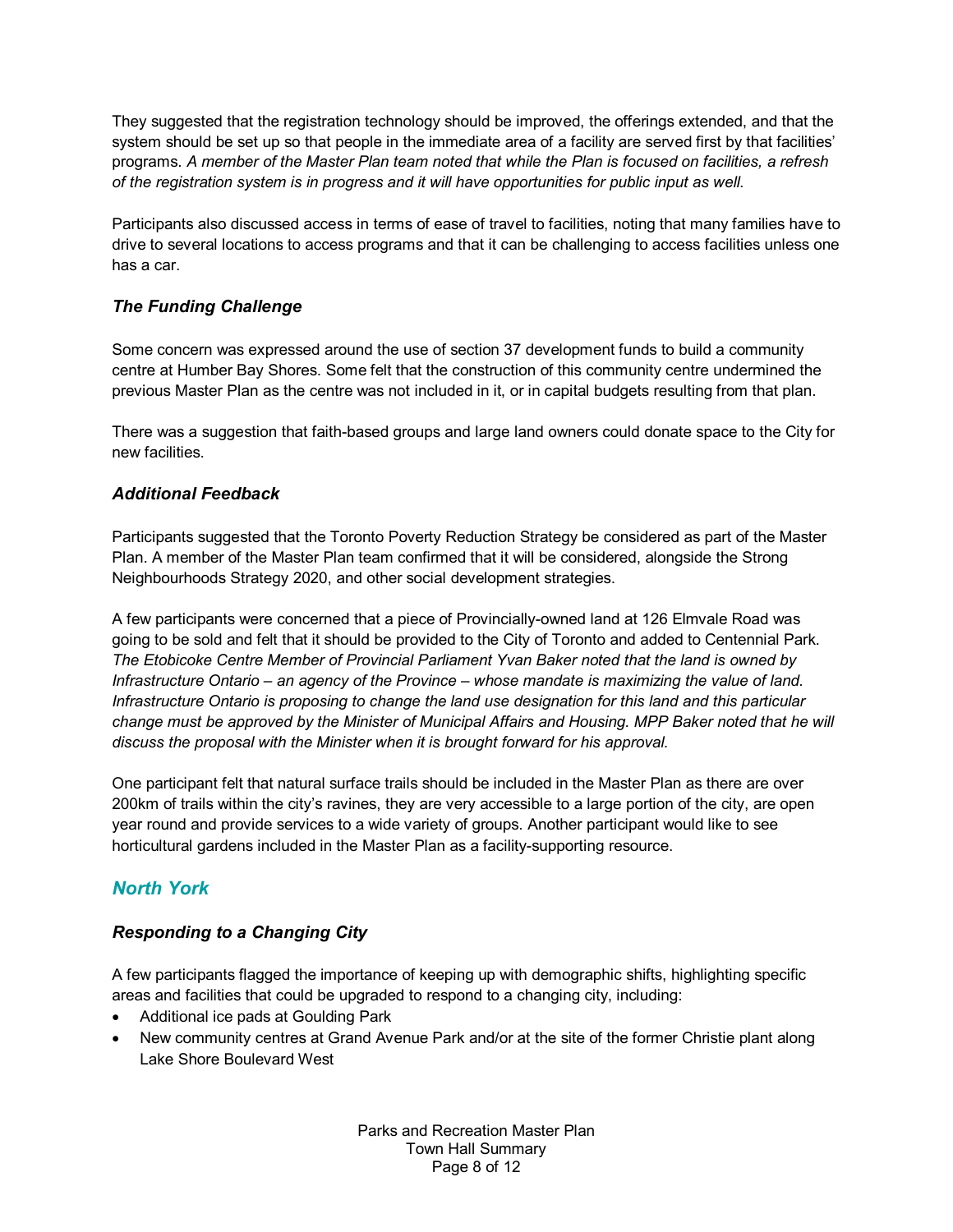They suggested that the registration technology should be improved, the offerings extended, and that the system should be set up so that people in the immediate area of a facility are served first by that facilities' programs. *A member of the Master Plan team noted that while the Plan is focused on facilities, a refresh of the registration system is in progress and it will have opportunities for public input as well.*

Participants also discussed access in terms of ease of travel to facilities, noting that many families have to drive to several locations to access programs and that it can be challenging to access facilities unless one has a car.

### *The Funding Challenge*

Some concern was expressed around the use of section 37 development funds to build a community centre at Humber Bay Shores. Some felt that the construction of this community centre undermined the previous Master Plan as the centre was not included in it, or in capital budgets resulting from that plan.

There was a suggestion that faith-based groups and large land owners could donate space to the City for new facilities.

### *Additional Feedback*

Participants suggested that the Toronto Poverty Reduction Strategy be considered as part of the Master Plan. A member of the Master Plan team confirmed that it will be considered, alongside the Strong Neighbourhoods Strategy 2020, and other social development strategies.

A few participants were concerned that a piece of Provincially-owned land at 126 Elmvale Road was going to be sold and felt that it should be provided to the City of Toronto and added to Centennial Park. *The Etobicoke Centre Member of Provincial Parliament Yvan Baker noted that the land is owned by Infrastructure Ontario – an agency of the Province – whose mandate is maximizing the value of land. Infrastructure Ontario is proposing to change the land use designation for this land and this particular change must be approved by the Minister of Municipal Affairs and Housing. MPP Baker noted that he will discuss the proposal with the Minister when it is brought forward for his approval.*

One participant felt that natural surface trails should be included in the Master Plan as there are over 200km of trails within the city's ravines, they are very accessible to a large portion of the city, are open year round and provide services to a wide variety of groups. Another participant would like to see horticultural gardens included in the Master Plan as a facility-supporting resource.

## *North York*

### *Responding to a Changing City*

A few participants flagged the importance of keeping up with demographic shifts, highlighting specific areas and facilities that could be upgraded to respond to a changing city, including:

- Additional ice pads at Goulding Park
- New community centres at Grand Avenue Park and/or at the site of the former Christie plant along Lake Shore Boulevard West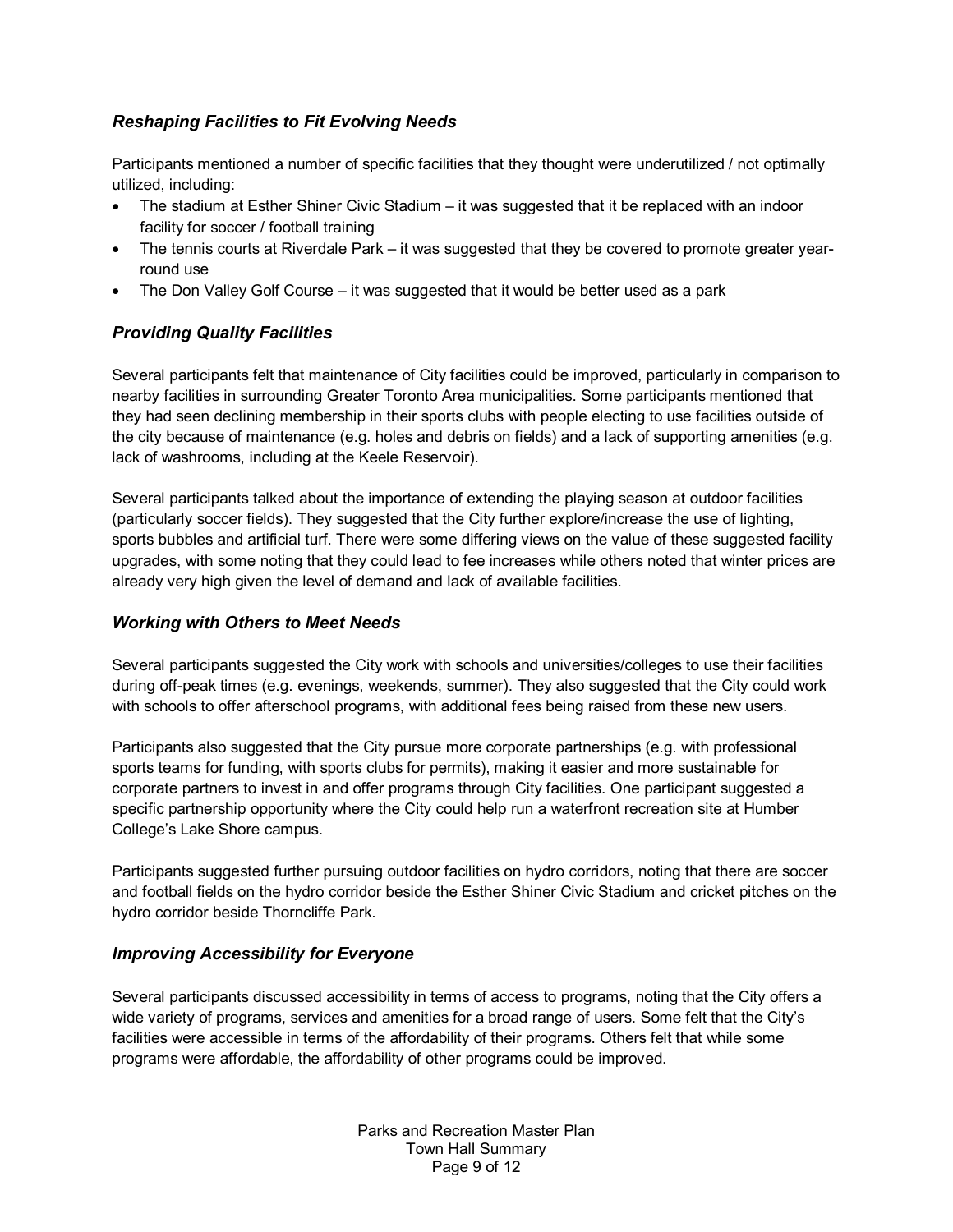### *Reshaping Facilities to Fit Evolving Needs*

Participants mentioned a number of specific facilities that they thought were underutilized / not optimally utilized, including:

- The stadium at Esther Shiner Civic Stadium – it was suggested that it be replaced with an indoor facility for soccer / football training
- The tennis courts at Riverdale Park – it was suggested that they be covered to promote greater year-round use
- The Don Valley Golf Course – it was suggested that it would be better used as a park

### *Providing Quality Facilities*

Several participants felt that maintenance of City facilities could be improved, particularly in comparison to nearby facilities in surrounding Greater Toronto Area municipalities. Some participants mentioned that they had seen declining membership in their sports clubs with people electing to use facilities outside of the city because of maintenance (e.g. holes and debris on fields) and a lack of supporting amenities (e.g. lack of washrooms, including at the Keele Reservoir).

Several participants talked about the importance of extending the playing season at outdoor facilities (particularly soccer fields). They suggested that the City further explore/increase the use of lighting, sports bubbles and artificial turf. There were some differing views on the value of these suggested facility upgrades, with some noting that they could lead to fee increases while others noted that winter prices are already very high given the level of demand and lack of available facilities.

### *Working with Others to Meet Needs*

Several participants suggested the City work with schools and universities/colleges to use their facilities during off-peak times (e.g. evenings, weekends, summer). They also suggested that the City could work with schools to offer afterschool programs, with additional fees being raised from these new users.

Participants also suggested that the City pursue more corporate partnerships (e.g. with professional sports teams for funding, with sports clubs for permits), making it easier and more sustainable for corporate partners to invest in and offer programs through City facilities. One participant suggested a specific partnership opportunity where the City could help run a waterfront recreation site at Humber College's Lake Shore campus.

Participants suggested further pursuing outdoor facilities on hydro corridors, noting that there are soccer and football fields on the hydro corridor beside the Esther Shiner Civic Stadium and cricket pitches on the hydro corridor beside Thorncliffe Park.

### *Improving Accessibility for Everyone*

Several participants discussed accessibility in terms of access to programs, noting that the City offers a wide variety of programs, services and amenities for a broad range of users. Some felt that the City's facilities were accessible in terms of the affordability of their programs. Others felt that while some programs were affordable, the affordability of other programs could be improved.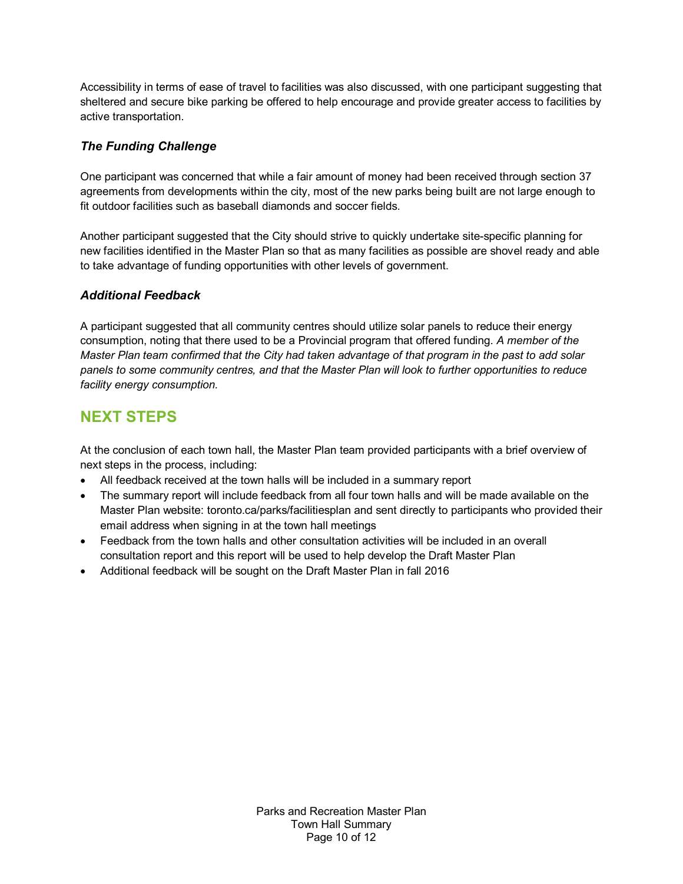Accessibility in terms of ease of travel to facilities was also discussed, with one participant suggesting that sheltered and secure bike parking be offered to help encourage and provide greater access to facilities by active transportation.

### *The Funding Challenge*

One participant was concerned that while a fair amount of money had been received through section 37 agreements from developments within the city, most of the new parks being built are not large enough to fit outdoor facilities such as baseball diamonds and soccer fields.

Another participant suggested that the City should strive to quickly undertake site-specific planning for new facilities identified in the Master Plan so that as many facilities as possible are shovel ready and able to take advantage of funding opportunities with other levels of government.

### *Additional Feedback*

A participant suggested that all community centres should utilize solar panels to reduce their energy consumption, noting that there used to be a Provincial program that offered funding. *A member of the Master Plan team confirmed that the City had taken advantage of that program in the past to add solar panels to some community centres, and that the Master Plan will look to further opportunities to reduce facility energy consumption.*

## NEXT STEPS

At the conclusion of each town hall, the Master Plan team provided participants with a brief overview of next steps in the process, including:

- All feedback received at the town halls will be included in a summary report
- The summary report will include feedback from all four town halls and will be made available on the Master Plan website: toronto.ca/parks/facilitiesplan and sent directly to participants who provided their email address when signing in at the town hall meetings
- Feedback from the town halls and other consultation activities will be included in an overall consultation report and this report will be used to help develop the Draft Master Plan
- Additional feedback will be sought on the Draft Master Plan in fall 2016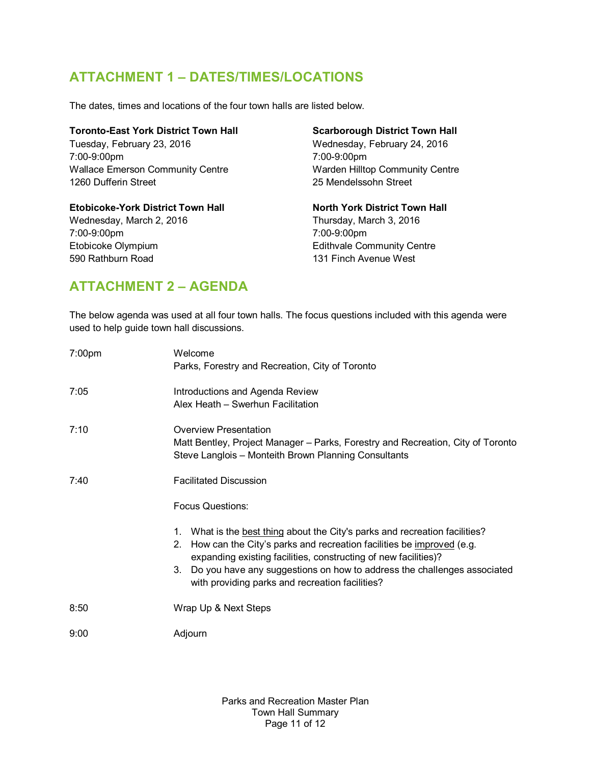## ATTACHMENT 1 – DATES/TIMES/LOCATIONS

The dates, times and locations of the four town halls are listed below.

**Toronto-East York District Town Hall**
Tuesday, February 23, 2016
7:00-9:00pm
Wallace Emerson Community Centre
1260 Dufferin Street

**Scarborough District Town Hall**
Wednesday, February 24, 2016
7:00-9:00pm
Warden Hilltop Community Centre
25 Mendelssohn Street

**Etobicoke-York District Town Hall**
Wednesday, March 2, 2016
7:00-9:00pm
Etobicoke Olympium
590 Rathburn Road

**North York District Town Hall**
Thursday, March 3, 2016
7:00-9:00pm
Edithvale Community Centre
131 Finch Avenue West

## ATTACHMENT 2 – AGENDA

The below agenda was used at all four town halls. The focus questions included with this agenda were used to help guide town hall discussions.

7:00pm — Welcome
Parks, Forestry and Recreation, City of Toronto

7:05 — Introductions and Agenda Review
Alex Heath – Swerhun Facilitation

7:10 — Overview Presentation
Matt Bentley, Project Manager – Parks, Forestry and Recreation, City of Toronto
Steve Langlois – Monteith Brown Planning Consultants

7:40 — Facilitated Discussion

Focus Questions:

1. What is the <u>best thing</u> about the City's parks and recreation facilities?
2. How can the City's parks and recreation facilities be <u>improved</u> (e.g. expanding existing facilities, constructing of new facilities)?
3. Do you have any suggestions on how to address the challenges associated with providing parks and recreation facilities?

8:50 — Wrap Up & Next Steps

9:00 — Adjourn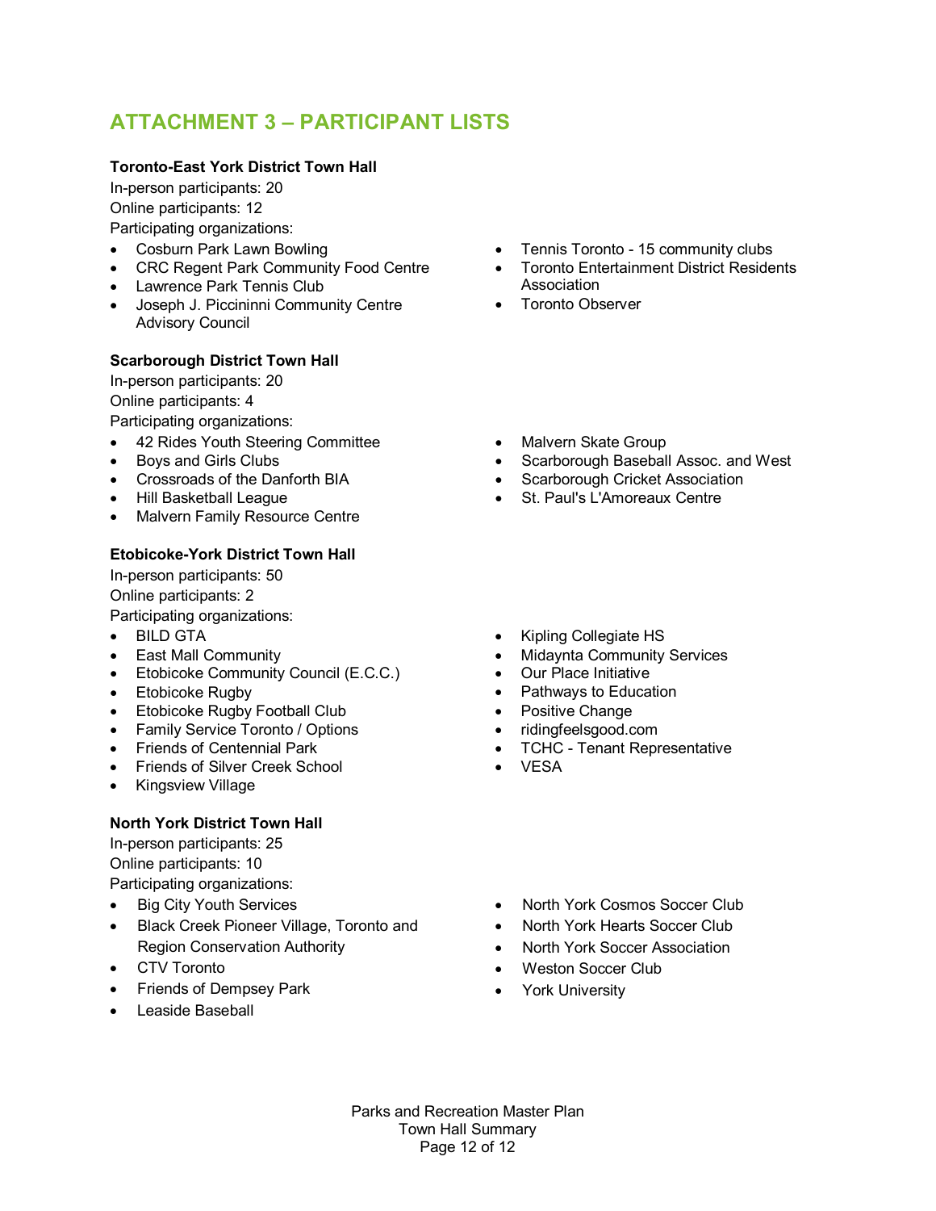## ATTACHMENT 3 – PARTICIPANT LISTS

**Toronto-East York District Town Hall**

In-person participants: 20
Online participants: 12
Participating organizations:

- Cosburn Park Lawn Bowling
- CRC Regent Park Community Food Centre
- Lawrence Park Tennis Club
- Joseph J. Piccininni Community Centre Advisory Council
- Tennis Toronto - 15 community clubs
- Toronto Entertainment District Residents Association
- Toronto Observer

**Scarborough District Town Hall**

In-person participants: 20
Online participants: 4
Participating organizations:

- 42 Rides Youth Steering Committee
- Boys and Girls Clubs
- Crossroads of the Danforth BIA
- Hill Basketball League
- Malvern Family Resource Centre
- Malvern Skate Group
- Scarborough Baseball Assoc. and West
- Scarborough Cricket Association
- St. Paul's L'Amoreaux Centre

**Etobicoke-York District Town Hall**

In-person participants: 50
Online participants: 2
Participating organizations:

- BILD GTA
- East Mall Community
- Etobicoke Community Council (E.C.C.)
- Etobicoke Rugby
- Etobicoke Rugby Football Club
- Family Service Toronto / Options
- Friends of Centennial Park
- Friends of Silver Creek School
- Kingsview Village
- Kipling Collegiate HS
- Midaynta Community Services
- Our Place Initiative
- Pathways to Education
- Positive Change
- ridingfeelsgood.com
- TCHC - Tenant Representative
- VESA

**North York District Town Hall**

In-person participants: 25
Online participants: 10
Participating organizations:

- Big City Youth Services
- Black Creek Pioneer Village, Toronto and Region Conservation Authority
- CTV Toronto
- Friends of Dempsey Park
- Leaside Baseball
- North York Cosmos Soccer Club
- North York Hearts Soccer Club
- North York Soccer Association
- Weston Soccer Club
- York University